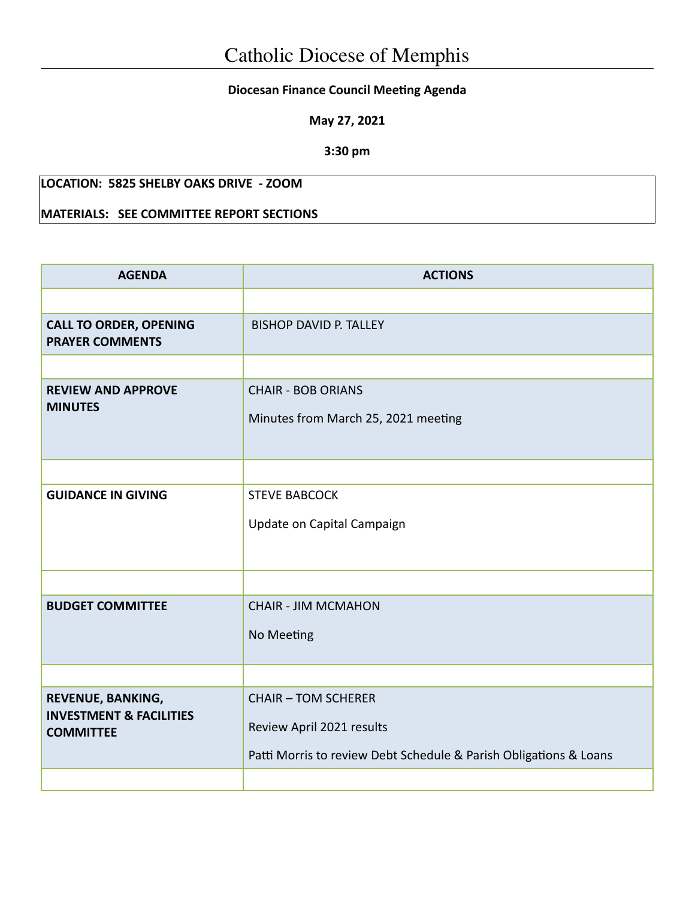# Catholic Diocese of Memphis

**Diocesan Finance Council Meeting Agenda**

**May 27, 2021**

**3:30 pm**

**LOCATION: 5825 SHELBY OAKS DRIVE - ZOOM**

**MATERIALS: SEE COMMITTEE REPORT SECTIONS**

| AGENDA | ACTIONS |
|---|---|
| | |
| **CALL TO ORDER, OPENING PRAYER COMMENTS** | BISHOP DAVID P. TALLEY |
| | |
| **REVIEW AND APPROVE MINUTES** | CHAIR - BOB ORIANS<br>Minutes from March 25, 2021 meeting |
| | |
| **GUIDANCE IN GIVING** | STEVE BABCOCK<br>Update on Capital Campaign |
| | |
| **BUDGET COMMITTEE** | CHAIR - JIM MCMAHON<br>No Meeting |
| | |
| **REVENUE, BANKING, INVESTMENT & FACILITIES COMMITTEE** | CHAIR – TOM SCHERER<br>Review April 2021 results<br>Patti Morris to review Debt Schedule & Parish Obligations & Loans |
| | |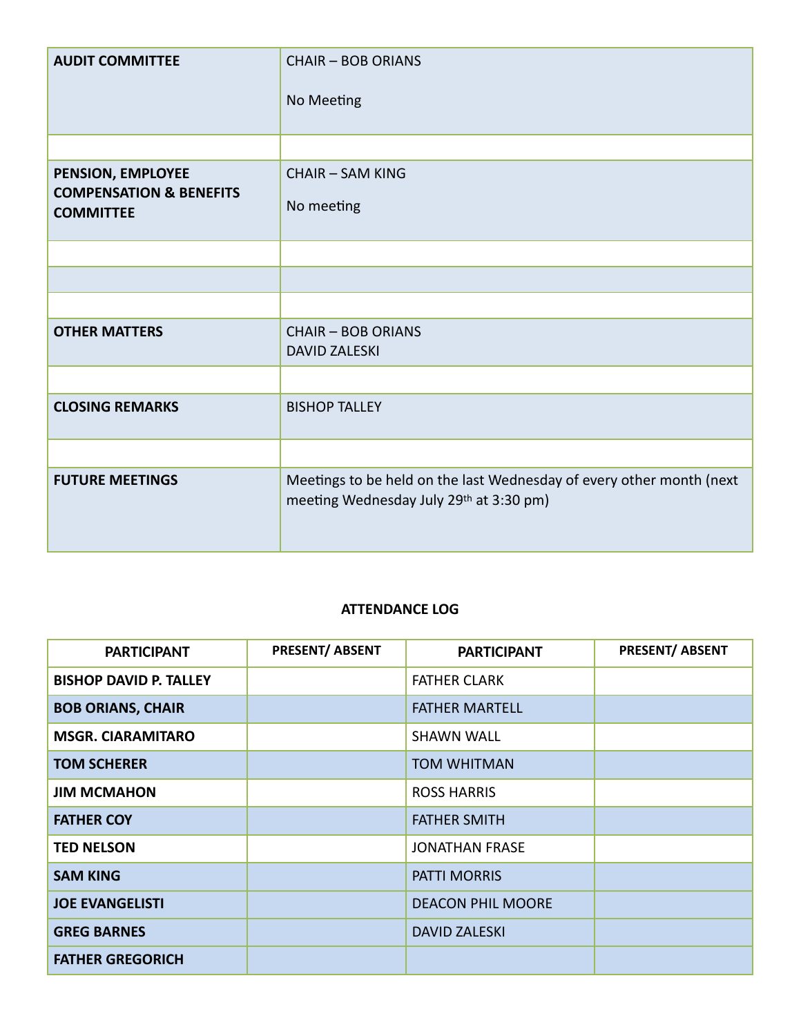| | |
|---|---|
| **AUDIT COMMITTEE** | CHAIR – BOB ORIANS<br><br>No Meeting |
| | |
| **PENSION, EMPLOYEE COMPENSATION & BENEFITS COMMITTEE** | CHAIR – SAM KING<br><br>No meeting |
| | |
| | |
| | |
| **OTHER MATTERS** | CHAIR – BOB ORIANS<br>DAVID ZALESKI |
| | |
| **CLOSING REMARKS** | BISHOP TALLEY |
| | |
| **FUTURE MEETINGS** | Meetings to be held on the last Wednesday of every other month (next meeting Wednesday July 29th at 3:30 pm) |

**ATTENDANCE LOG**

| PARTICIPANT | PRESENT/ ABSENT | PARTICIPANT | PRESENT/ ABSENT |
|---|---|---|---|
| **BISHOP DAVID P. TALLEY** | | FATHER CLARK | |
| **BOB ORIANS, CHAIR** | | FATHER MARTELL | |
| **MSGR. CIARAMITARO** | | SHAWN WALL | |
| **TOM SCHERER** | | TOM WHITMAN | |
| **JIM MCMAHON** | | ROSS HARRIS | |
| **FATHER COY** | | FATHER SMITH | |
| **TED NELSON** | | JONATHAN FRASE | |
| **SAM KING** | | PATTI MORRIS | |
| **JOE EVANGELISTI** | | DEACON PHIL MOORE | |
| **GREG BARNES** | | DAVID ZALESKI | |
| **FATHER GREGORICH** | | | |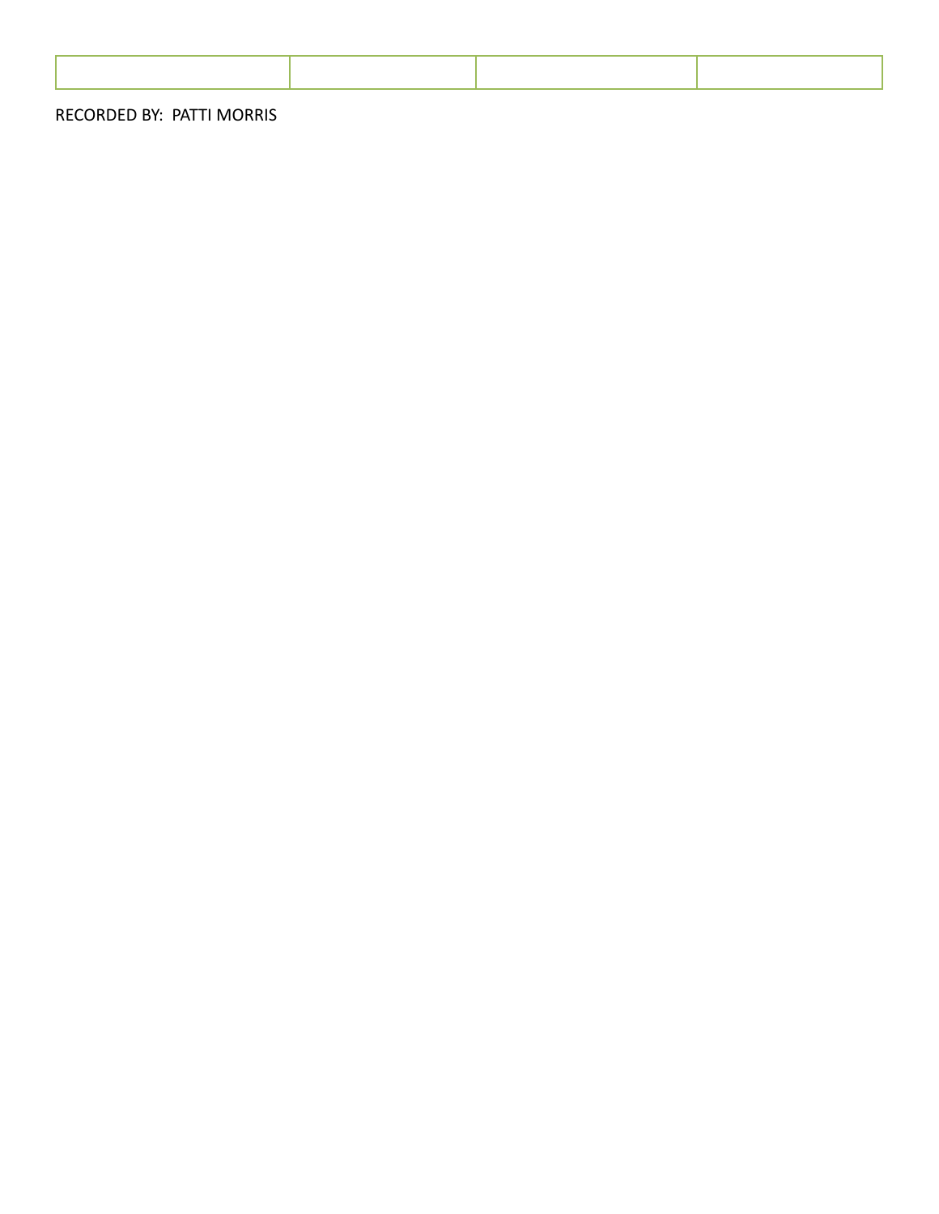| | | | |
|---|---|---|---|
| | | | |

RECORDED BY: PATTI MORRIS